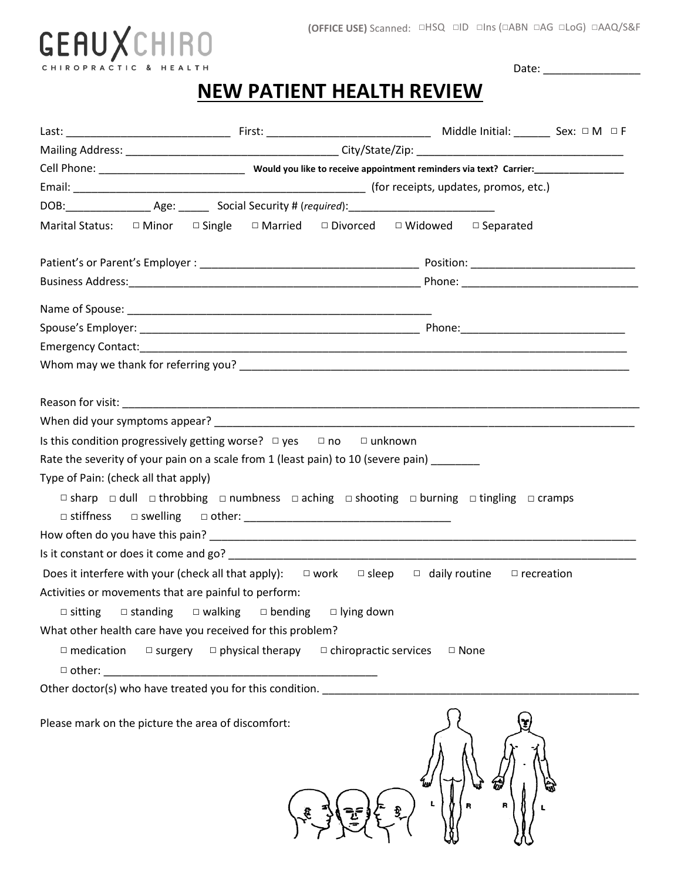(OFFICE USE) Scanned: □HSQ □ID □Ins (□ABN □AG □LoG) □AAQ/S&F

GEAUXCHIRO
CHIROPRACTIC & HEALTH

Date: ________________

# NEW PATIENT HEALTH REVIEW

Last: ___________________________ First: ___________________________ Middle Initial: ______ Sex: □ M □ F

Mailing Address: ____________________________________ City/State/Zip: ____________________________________

Cell Phone: _________________________ **Would you like to receive appointment reminders via text? Carrier:_________________**

Email: __________________________________________________ (for receipts, updates, promos, etc.)

DOB:______________ Age: _____ Social Security # (*required*):_________________________

Marital Status: □ Minor □ Single □ Married □ Divorced □ Widowed □ Separated

Patient's or Parent's Employer : ____________________________________ Position: ___________________________

Business Address:_________________________________________________ Phone: _____________________________

Name of Spouse: _____________________________________________________

Spouse's Employer: _______________________________________________ Phone:___________________________

Emergency Contact:_____________________________________________________________________________________

Whom may we thank for referring you? ____________________________________________________________________

Reason for visit: _______________________________________________________________________________________

When did your symptoms appear? _______________________________________________________________________

Is this condition progressively getting worse? □ yes □ no □ unknown

Rate the severity of your pain on a scale from 1 (least pain) to 10 (severe pain) ________

Type of Pain: (check all that apply)

□ sharp □ dull □ throbbing □ numbness □ aching □ shooting □ burning □ tingling □ cramps

□ stiffness □ swelling □ other: __________________________________

How often do you have this pain? __________________________________________________________________________

Is it constant or does it come and go? _____________________________________________________________________

Does it interfere with your (check all that apply): □ work □ sleep □ daily routine □ recreation

Activities or movements that are painful to perform:

□ sitting □ standing □ walking □ bending □ lying down

What other health care have you received for this problem?

□ medication □ surgery □ physical therapy □ chiropractic services □ None

□ other: ______________________________________________

Other doctor(s) who have treated you for this condition. ______________________________________________________

Please mark on the picture the area of discomfort: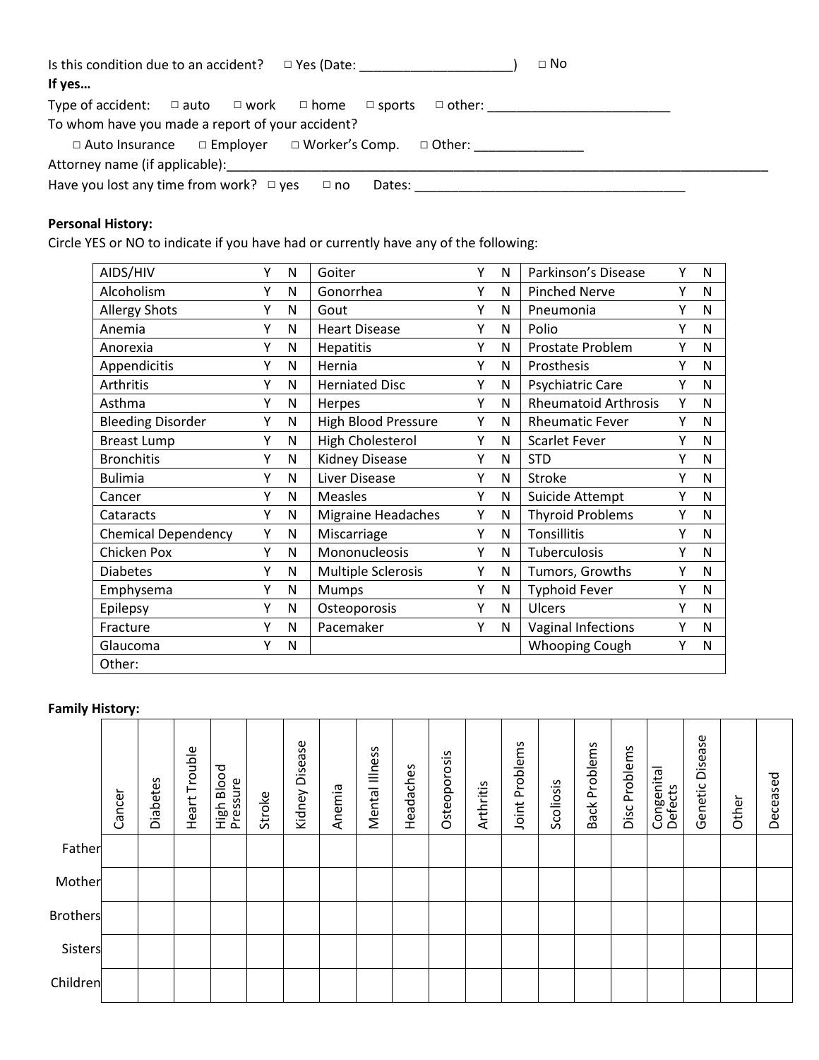Is this condition due to an accident? □ Yes (Date: _____________________) □ No

**If yes…**

Type of accident: □ auto □ work □ home □ sports □ other: _________________________

To whom have you made a report of your accident?

□ Auto Insurance □ Employer □ Worker's Comp. □ Other: _______________

Attorney name (if applicable):_______________________________________________________________________________

Have you lost any time from work? □ yes □ no Dates: ______________________________________

**Personal History:**

Circle YES or NO to indicate if you have had or currently have any of the following:

| | | | | | | | | |
|---|---|---|---|---|---|---|---|---|
| AIDS/HIV | Y | N | Goiter | Y | N | Parkinson's Disease | Y | N |
| Alcoholism | Y | N | Gonorrhea | Y | N | Pinched Nerve | Y | N |
| Allergy Shots | Y | N | Gout | Y | N | Pneumonia | Y | N |
| Anemia | Y | N | Heart Disease | Y | N | Polio | Y | N |
| Anorexia | Y | N | Hepatitis | Y | N | Prostate Problem | Y | N |
| Appendicitis | Y | N | Hernia | Y | N | Prosthesis | Y | N |
| Arthritis | Y | N | Herniated Disc | Y | N | Psychiatric Care | Y | N |
| Asthma | Y | N | Herpes | Y | N | Rheumatoid Arthrosis | Y | N |
| Bleeding Disorder | Y | N | High Blood Pressure | Y | N | Rheumatic Fever | Y | N |
| Breast Lump | Y | N | High Cholesterol | Y | N | Scarlet Fever | Y | N |
| Bronchitis | Y | N | Kidney Disease | Y | N | STD | Y | N |
| Bulimia | Y | N | Liver Disease | Y | N | Stroke | Y | N |
| Cancer | Y | N | Measles | Y | N | Suicide Attempt | Y | N |
| Cataracts | Y | N | Migraine Headaches | Y | N | Thyroid Problems | Y | N |
| Chemical Dependency | Y | N | Miscarriage | Y | N | Tonsillitis | Y | N |
| Chicken Pox | Y | N | Mononucleosis | Y | N | Tuberculosis | Y | N |
| Diabetes | Y | N | Multiple Sclerosis | Y | N | Tumors, Growths | Y | N |
| Emphysema | Y | N | Mumps | Y | N | Typhoid Fever | Y | N |
| Epilepsy | Y | N | Osteoporosis | Y | N | Ulcers | Y | N |
| Fracture | Y | N | Pacemaker | Y | N | Vaginal Infections | Y | N |
| Glaucoma | Y | N | | | | Whooping Cough | Y | N |
| Other: | | | | | | | | |

**Family History:**

| | Cancer | Diabetes | Heart Trouble | High Blood Pressure | Stroke | Kidney Disease | Anemia | Mental Illness | Headaches | Osteoporosis | Arthritis | Joint Problems | Scoliosis | Back Problems | Disc Problems | Congenital Defects | Genetic Disease | Other | Deceased |
|---|---|---|---|---|---|---|---|---|---|---|---|---|---|---|---|---|---|---|---|
| Father | | | | | | | | | | | | | | | | | | | |
| Mother | | | | | | | | | | | | | | | | | | | |
| Brothers | | | | | | | | | | | | | | | | | | | |
| Sisters | | | | | | | | | | | | | | | | | | | |
| Children | | | | | | | | | | | | | | | | | | | |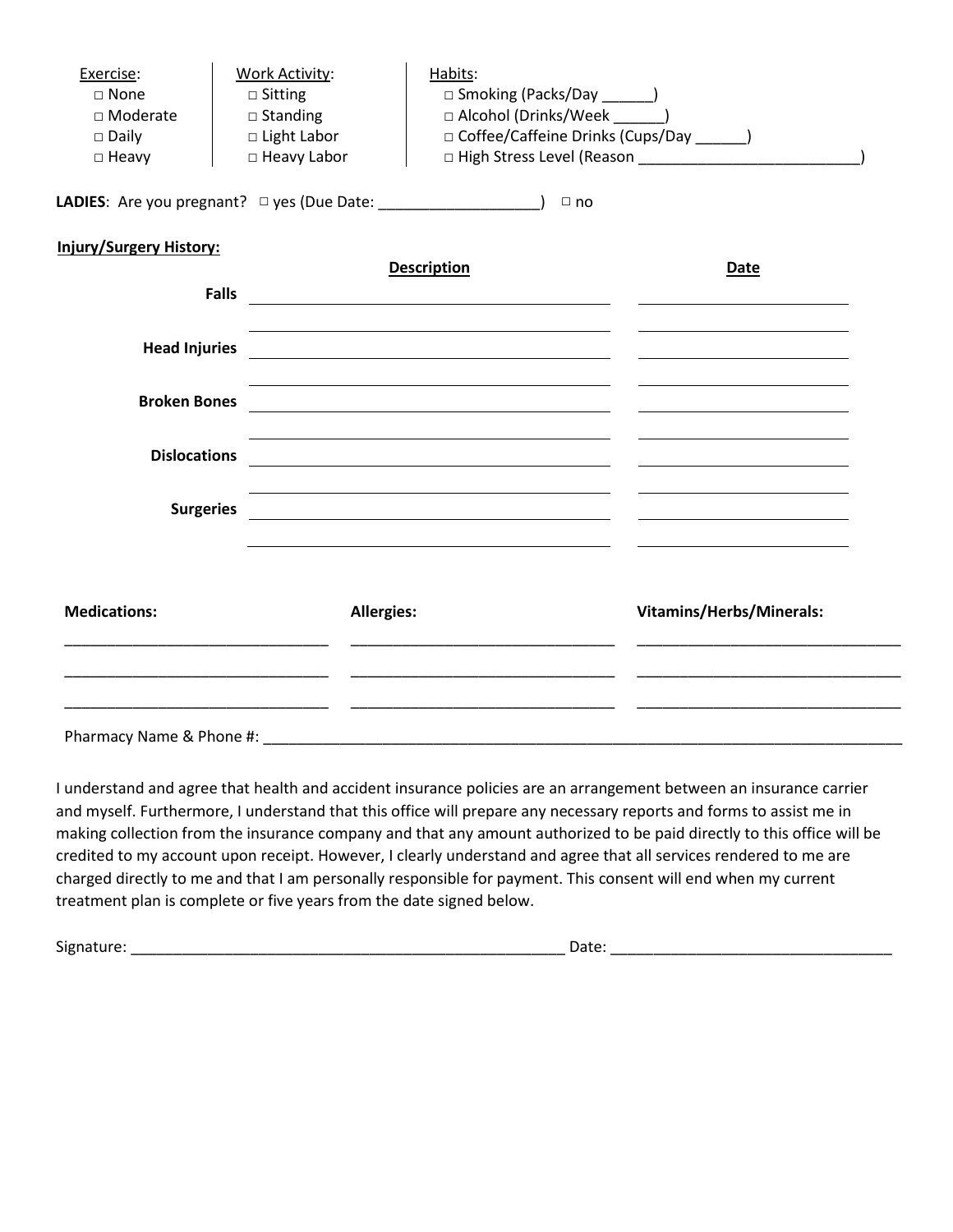| Exercise: | Work Activity: | Habits: |
|---|---|---|
| □ None | □ Sitting | □ Smoking (Packs/Day ______) |
| □ Moderate | □ Standing | □ Alcohol (Drinks/Week ______) |
| □ Daily | □ Light Labor | □ Coffee/Caffeine Drinks (Cups/Day ______) |
| □ Heavy | □ Heavy Labor | □ High Stress Level (Reason ___________________________) |

**LADIES**: Are you pregnant? □ yes (Due Date: ___________________) □ no

**Injury/Surgery History:**

| | Description | Date |
|---|---|---|
| **Falls** | | |
| | | |
| **Head Injuries** | | |
| | | |
| **Broken Bones** | | |
| | | |
| **Dislocations** | | |
| | | |
| **Surgeries** | | |
| | | |

| Medications: | Allergies: | Vitamins/Herbs/Minerals: |
|---|---|---|
| ________________________________ | ________________________________ | ________________________________ |
| ________________________________ | ________________________________ | ________________________________ |
| ________________________________ | ________________________________ | ________________________________ |

Pharmacy Name & Phone #: ________________________________________________________________________________

I understand and agree that health and accident insurance policies are an arrangement between an insurance carrier and myself. Furthermore, I understand that this office will prepare any necessary reports and forms to assist me in making collection from the insurance company and that any amount authorized to be paid directly to this office will be credited to my account upon receipt. However, I clearly understand and agree that all services rendered to me are charged directly to me and that I am personally responsible for payment. This consent will end when my current treatment plan is complete or five years from the date signed below.

Signature: _____________________________________________________ Date: __________________________________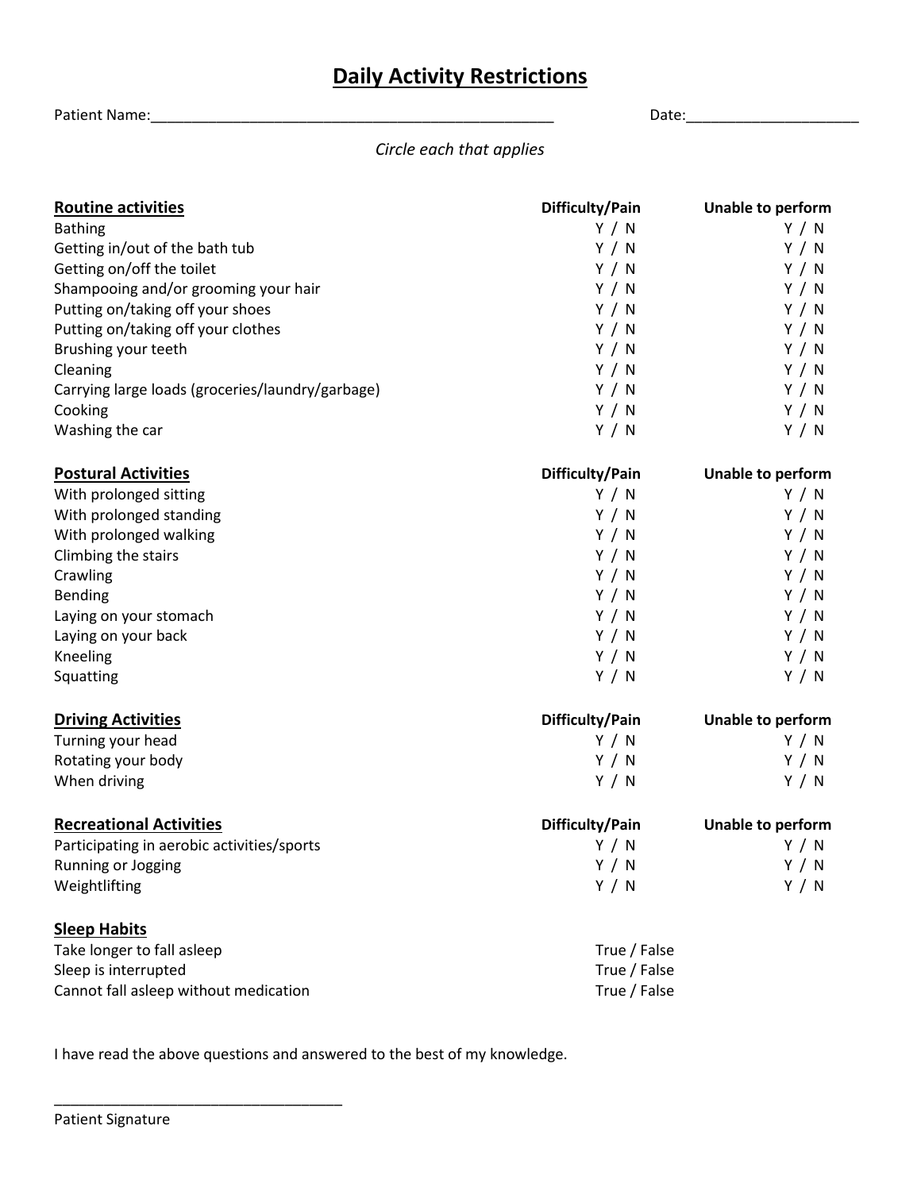# Daily Activity Restrictions

Patient Name:\_\_\_\_\_\_\_\_\_\_\_\_\_\_\_\_\_\_\_\_\_\_\_\_\_\_\_\_\_\_\_\_\_\_\_\_\_\_\_\_\_\_\_\_\_\_\_\_ Date:\_\_\_\_\_\_\_\_\_\_\_\_\_\_\_\_\_\_\_\_

*Circle each that applies*

| **Routine activities** | **Difficulty/Pain** | **Unable to perform** |
|---|---|---|
| Bathing | Y / N | Y / N |
| Getting in/out of the bath tub | Y / N | Y / N |
| Getting on/off the toilet | Y / N | Y / N |
| Shampooing and/or grooming your hair | Y / N | Y / N |
| Putting on/taking off your shoes | Y / N | Y / N |
| Putting on/taking off your clothes | Y / N | Y / N |
| Brushing your teeth | Y / N | Y / N |
| Cleaning | Y / N | Y / N |
| Carrying large loads (groceries/laundry/garbage) | Y / N | Y / N |
| Cooking | Y / N | Y / N |
| Washing the car | Y / N | Y / N |

| **Postural Activities** | **Difficulty/Pain** | **Unable to perform** |
|---|---|---|
| With prolonged sitting | Y / N | Y / N |
| With prolonged standing | Y / N | Y / N |
| With prolonged walking | Y / N | Y / N |
| Climbing the stairs | Y / N | Y / N |
| Crawling | Y / N | Y / N |
| Bending | Y / N | Y / N |
| Laying on your stomach | Y / N | Y / N |
| Laying on your back | Y / N | Y / N |
| Kneeling | Y / N | Y / N |
| Squatting | Y / N | Y / N |

| **Driving Activities** | **Difficulty/Pain** | **Unable to perform** |
|---|---|---|
| Turning your head | Y / N | Y / N |
| Rotating your body | Y / N | Y / N |
| When driving | Y / N | Y / N |

| **Recreational Activities** | **Difficulty/Pain** | **Unable to perform** |
|---|---|---|
| Participating in aerobic activities/sports | Y / N | Y / N |
| Running or Jogging | Y / N | Y / N |
| Weightlifting | Y / N | Y / N |

| **Sleep Habits** | |
|---|---|
| Take longer to fall asleep | True / False |
| Sleep is interrupted | True / False |
| Cannot fall asleep without medication | True / False |

I have read the above questions and answered to the best of my knowledge.

\_\_\_\_\_\_\_\_\_\_\_\_\_\_\_\_\_\_\_\_\_\_\_\_\_\_\_\_\_\_\_\_\_\_\_\_

Patient Signature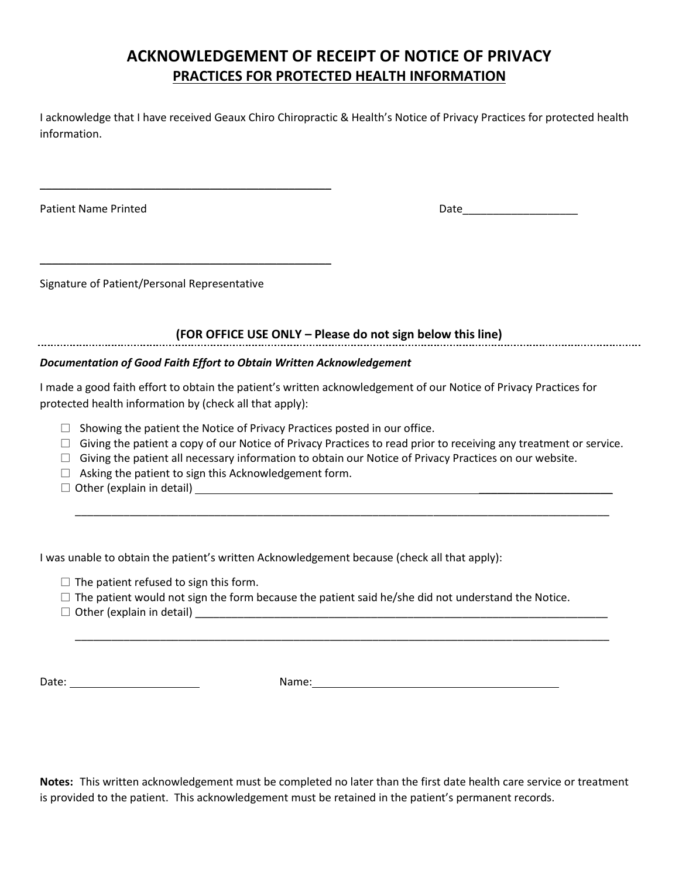# ACKNOWLEDGEMENT OF RECEIPT OF NOTICE OF PRIVACY

## PRACTICES FOR PROTECTED HEALTH INFORMATION

I acknowledge that I have received Geaux Chiro Chiropractic & Health's Notice of Privacy Practices for protected health information.

\_\_\_\_\_\_\_\_\_\_\_\_\_\_\_\_\_\_\_\_\_\_\_\_\_\_\_\_\_\_\_\_\_\_\_\_\_\_\_\_\_\_\_\_\_\_

Patient Name Printed                                                                                    Date\_\_\_\_\_\_\_\_\_\_\_\_\_\_\_\_\_\_\_

\_\_\_\_\_\_\_\_\_\_\_\_\_\_\_\_\_\_\_\_\_\_\_\_\_\_\_\_\_\_\_\_\_\_\_\_\_\_\_\_\_\_\_\_\_\_

Signature of Patient/Personal Representative

**(FOR OFFICE USE ONLY – Please do not sign below this line)**

---

***Documentation of Good Faith Effort to Obtain Written Acknowledgement***

I made a good faith effort to obtain the patient's written acknowledgement of our Notice of Privacy Practices for protected health information by (check all that apply):

- ☐ Showing the patient the Notice of Privacy Practices posted in our office.
- ☐ Giving the patient a copy of our Notice of Privacy Practices to read prior to receiving any treatment or service.
- ☐ Giving the patient all necessary information to obtain our Notice of Privacy Practices on our website.
- ☐ Asking the patient to sign this Acknowledgement form.
- ☐ Other (explain in detail) \_\_\_\_\_\_\_\_\_\_\_\_\_\_\_\_\_\_\_\_\_\_\_\_\_\_\_\_\_\_\_\_\_\_\_\_\_\_\_\_\_\_\_\_\_\_\_\_\_\_\_\_\_\_\_\_\_\_\_\_\_\_\_\_\_\_\_\_\_\_

  \_\_\_\_\_\_\_\_\_\_\_\_\_\_\_\_\_\_\_\_\_\_\_\_\_\_\_\_\_\_\_\_\_\_\_\_\_\_\_\_\_\_\_\_\_\_\_\_\_\_\_\_\_\_\_\_\_\_\_\_\_\_\_\_\_\_\_\_\_\_\_\_\_\_\_\_\_\_\_\_\_\_\_\_\_\_\_\_\_\_

I was unable to obtain the patient's written Acknowledgement because (check all that apply):

- ☐ The patient refused to sign this form.
- ☐ The patient would not sign the form because the patient said he/she did not understand the Notice.
- ☐ Other (explain in detail) \_\_\_\_\_\_\_\_\_\_\_\_\_\_\_\_\_\_\_\_\_\_\_\_\_\_\_\_\_\_\_\_\_\_\_\_\_\_\_\_\_\_\_\_\_\_\_\_\_\_\_\_\_\_\_\_\_\_\_\_\_\_\_\_\_\_\_\_\_\_

  \_\_\_\_\_\_\_\_\_\_\_\_\_\_\_\_\_\_\_\_\_\_\_\_\_\_\_\_\_\_\_\_\_\_\_\_\_\_\_\_\_\_\_\_\_\_\_\_\_\_\_\_\_\_\_\_\_\_\_\_\_\_\_\_\_\_\_\_\_\_\_\_\_\_\_\_\_\_\_\_\_\_\_\_\_\_\_\_\_\_

Date: \_\_\_\_\_\_\_\_\_\_\_\_\_\_\_\_\_\_\_\_\_\_                    Name: \_\_\_\_\_\_\_\_\_\_\_\_\_\_\_\_\_\_\_\_\_\_\_\_\_\_\_\_\_\_\_\_\_\_\_\_\_\_\_\_\_\_

**Notes:** This written acknowledgement must be completed no later than the first date health care service or treatment is provided to the patient. This acknowledgement must be retained in the patient's permanent records.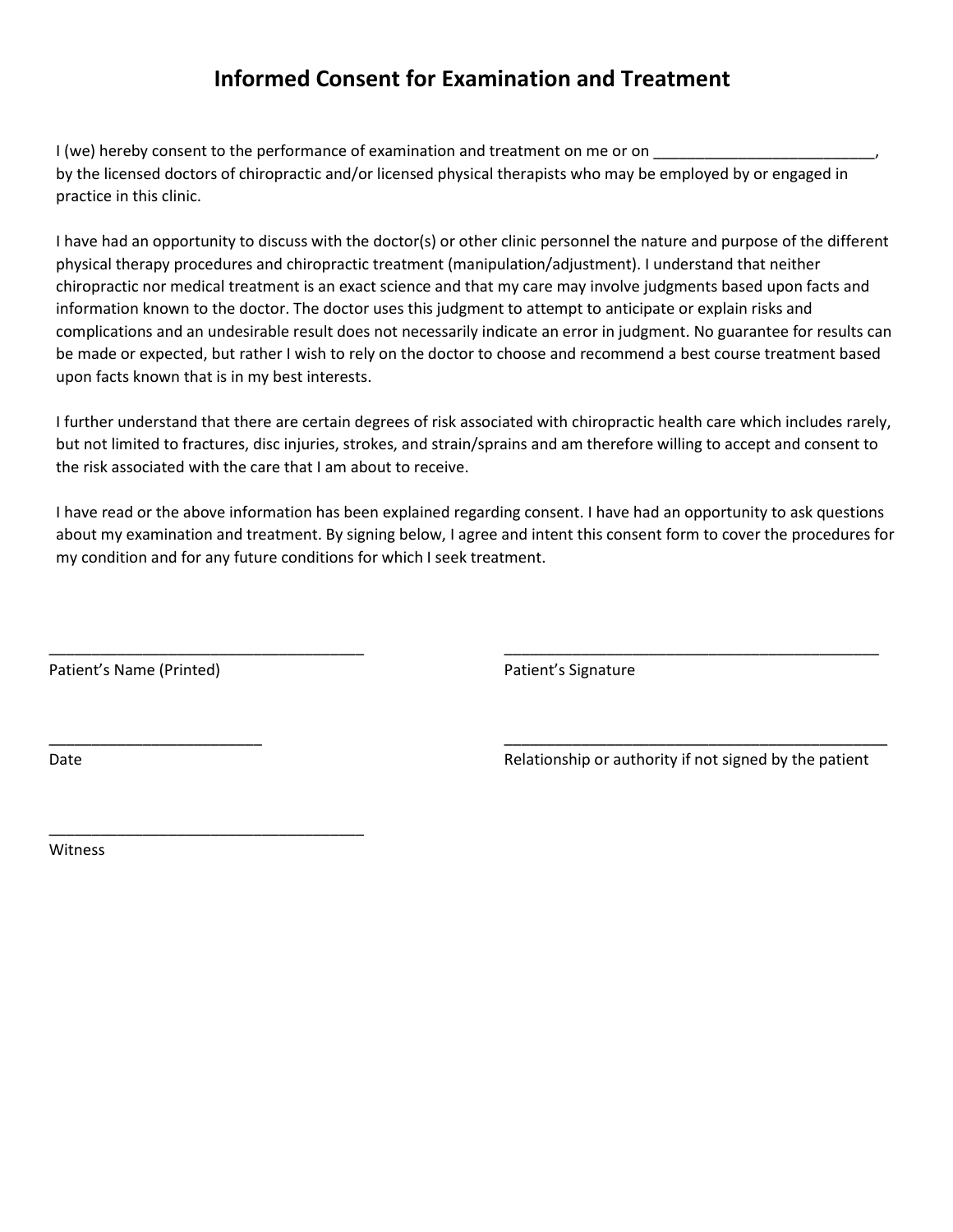# Informed Consent for Examination and Treatment

I (we) hereby consent to the performance of examination and treatment on me or on __________________________, by the licensed doctors of chiropractic and/or licensed physical therapists who may be employed by or engaged in practice in this clinic.

I have had an opportunity to discuss with the doctor(s) or other clinic personnel the nature and purpose of the different physical therapy procedures and chiropractic treatment (manipulation/adjustment). I understand that neither chiropractic nor medical treatment is an exact science and that my care may involve judgments based upon facts and information known to the doctor. The doctor uses this judgment to attempt to anticipate or explain risks and complications and an undesirable result does not necessarily indicate an error in judgment. No guarantee for results can be made or expected, but rather I wish to rely on the doctor to choose and recommend a best course treatment based upon facts known that is in my best interests.

I further understand that there are certain degrees of risk associated with chiropractic health care which includes rarely, but not limited to fractures, disc injuries, strokes, and strain/sprains and am therefore willing to accept and consent to the risk associated with the care that I am about to receive.

I have read or the above information has been explained regarding consent. I have had an opportunity to ask questions about my examination and treatment. By signing below, I agree and intent this consent form to cover the procedures for my condition and for any future conditions for which I seek treatment.

______________________________________
Patient's Name (Printed)

______________________________________________
Patient's Signature

_________________________
Date

______________________________________________
Relationship or authority if not signed by the patient

______________________________________
Witness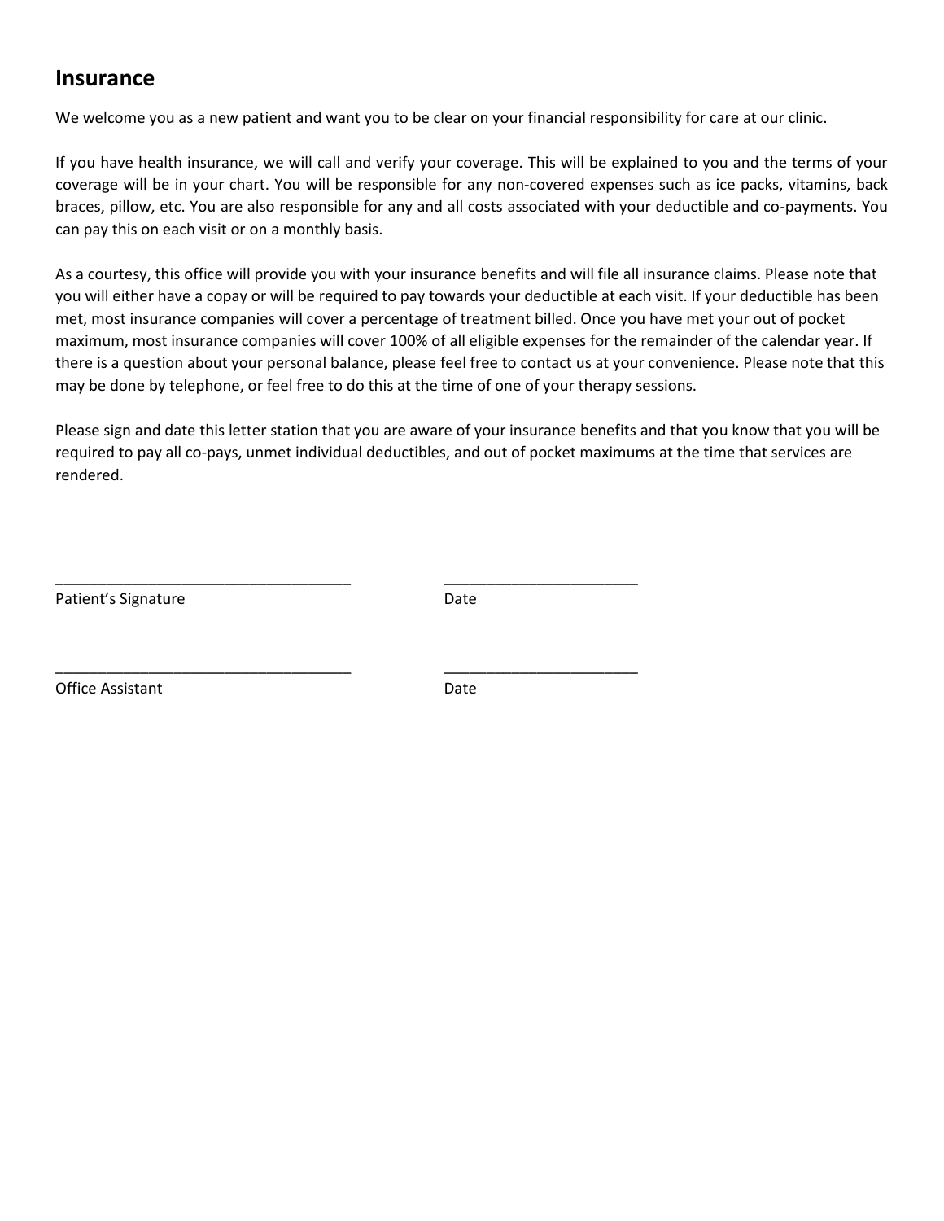## Insurance

We welcome you as a new patient and want you to be clear on your financial responsibility for care at our clinic.

If you have health insurance, we will call and verify your coverage. This will be explained to you and the terms of your coverage will be in your chart. You will be responsible for any non-covered expenses such as ice packs, vitamins, back braces, pillow, etc. You are also responsible for any and all costs associated with your deductible and co-payments. You can pay this on each visit or on a monthly basis.

As a courtesy, this office will provide you with your insurance benefits and will file all insurance claims. Please note that you will either have a copay or will be required to pay towards your deductible at each visit. If your deductible has been met, most insurance companies will cover a percentage of treatment billed. Once you have met your out of pocket maximum, most insurance companies will cover 100% of all eligible expenses for the remainder of the calendar year. If there is a question about your personal balance, please feel free to contact us at your convenience. Please note that this may be done by telephone, or feel free to do this at the time of one of your therapy sessions.

Please sign and date this letter station that you are aware of your insurance benefits and that you know that you will be required to pay all co-pays, unmet individual deductibles, and out of pocket maximums at the time that services are rendered.

___________________________________ _______________________

Patient's Signature Date

___________________________________ _______________________

Office Assistant Date